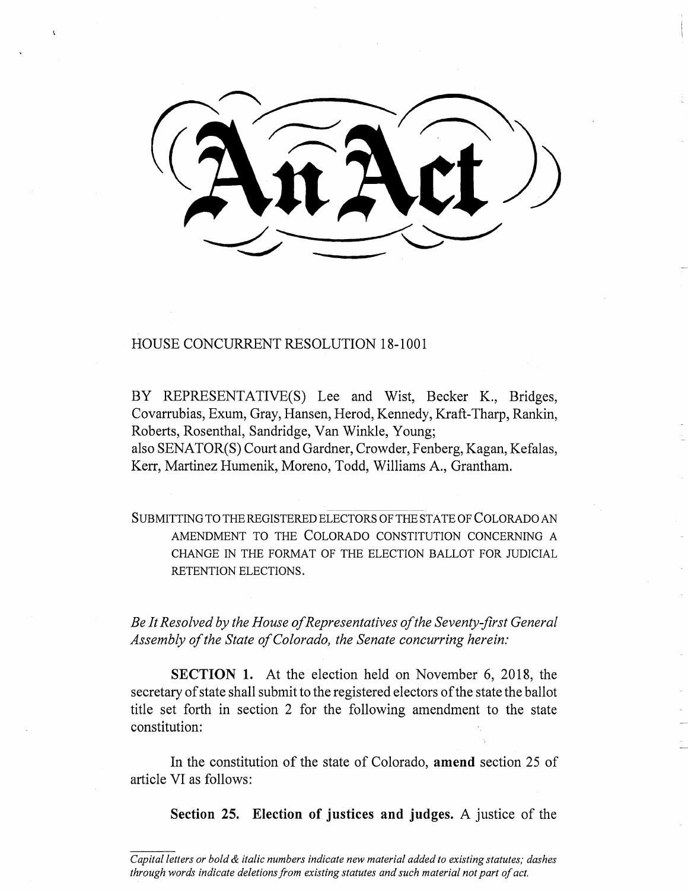# An Act

HOUSE CONCURRENT RESOLUTION 18-1001

BY REPRESENTATIVE(S) Lee and Wist, Becker K., Bridges, Covarrubias, Exum, Gray, Hansen, Herod, Kennedy, Kraft-Tharp, Rankin, Roberts, Rosenthal, Sandridge, Van Winkle, Young;
also SENATOR(S) Court and Gardner, Crowder, Fenberg, Kagan, Kefalas, Kerr, Martinez Humenik, Moreno, Todd, Williams A., Grantham.

SUBMITTING TO THE REGISTERED ELECTORS OF THE STATE OF COLORADO AN AMENDMENT TO THE COLORADO CONSTITUTION CONCERNING A CHANGE IN THE FORMAT OF THE ELECTION BALLOT FOR JUDICIAL RETENTION ELECTIONS.

*Be It Resolved by the House of Representatives of the Seventy-first General Assembly of the State of Colorado, the Senate concurring herein:*

**SECTION 1.** At the election held on November 6, 2018, the secretary of state shall submit to the registered electors of the state the ballot title set forth in section 2 for the following amendment to the state constitution:

In the constitution of the state of Colorado, **amend** section 25 of article VI as follows:

**Section 25. Election of justices and judges.** A justice of the

*Capital letters or bold & italic numbers indicate new material added to existing statutes; dashes through words indicate deletions from existing statutes and such material not part of act.*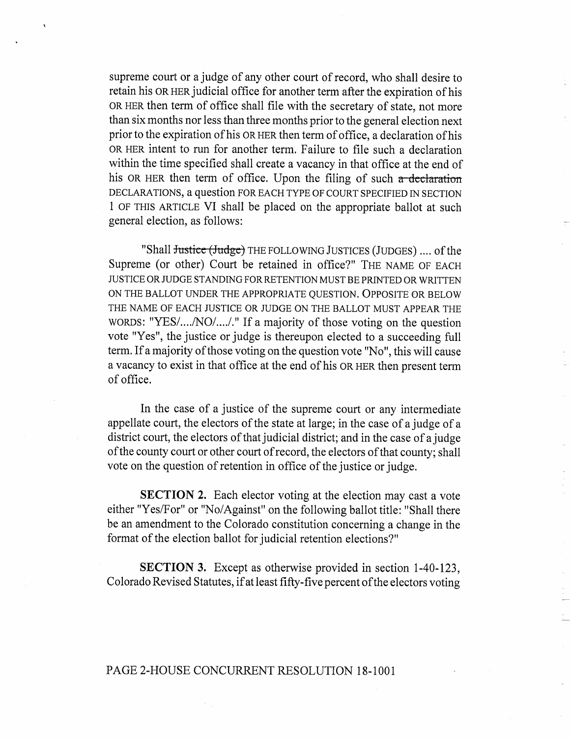supreme court or a judge of any other court of record, who shall desire to retain his OR HER judicial office for another term after the expiration of his OR HER then term of office shall file with the secretary of state, not more than six months nor less than three months prior to the general election next prior to the expiration of his OR HER then term of office, a declaration of his OR HER intent to run for another term. Failure to file such a declaration within the time specified shall create a vacancy in that office at the end of his OR HER then term of office. Upon the filing of such ~~a declaration~~ DECLARATIONS, a question FOR EACH TYPE OF COURT SPECIFIED IN SECTION 1 OF THIS ARTICLE VI shall be placed on the appropriate ballot at such general election, as follows:

"Shall ~~Justice (Judge)~~ THE FOLLOWING JUSTICES (JUDGES) .... of the Supreme (or other) Court be retained in office?" THE NAME OF EACH JUSTICE OR JUDGE STANDING FOR RETENTION MUST BE PRINTED OR WRITTEN ON THE BALLOT UNDER THE APPROPRIATE QUESTION. OPPOSITE OR BELOW THE NAME OF EACH JUSTICE OR JUDGE ON THE BALLOT MUST APPEAR THE WORDS: "YES/..../NO/..../." If a majority of those voting on the question vote "Yes", the justice or judge is thereupon elected to a succeeding full term. If a majority of those voting on the question vote "No", this will cause a vacancy to exist in that office at the end of his OR HER then present term of office.

In the case of a justice of the supreme court or any intermediate appellate court, the electors of the state at large; in the case of a judge of a district court, the electors of that judicial district; and in the case of a judge of the county court or other court of record, the electors of that county; shall vote on the question of retention in office of the justice or judge.

**SECTION 2.** Each elector voting at the election may cast a vote either "Yes/For" or "No/Against" on the following ballot title: "Shall there be an amendment to the Colorado constitution concerning a change in the format of the election ballot for judicial retention elections?"

**SECTION 3.** Except as otherwise provided in section 1-40-123, Colorado Revised Statutes, if at least fifty-five percent of the electors voting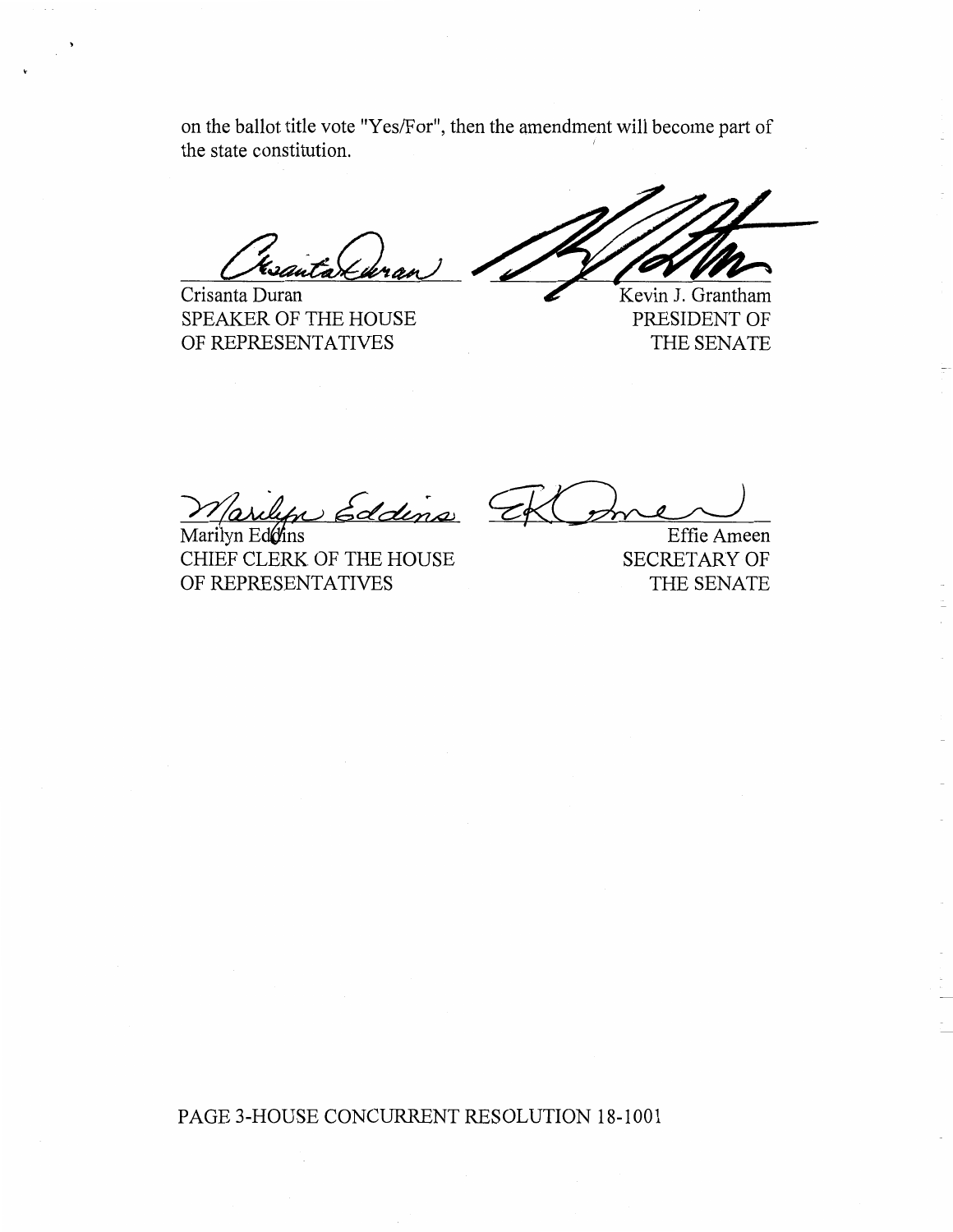on the ballot title vote "Yes/For", then the amendment will become part of the state constitution.

| | |
|---|---|
| Crisanta Duran<br>SPEAKER OF THE HOUSE<br>OF REPRESENTATIVES | Kevin J. Grantham<br>PRESIDENT OF<br>THE SENATE |
| Marilyn Eddins<br>CHIEF CLERK OF THE HOUSE<br>OF REPRESENTATIVES | Effie Ameen<br>SECRETARY OF<br>THE SENATE |

PAGE 3-HOUSE CONCURRENT RESOLUTION 18-1001